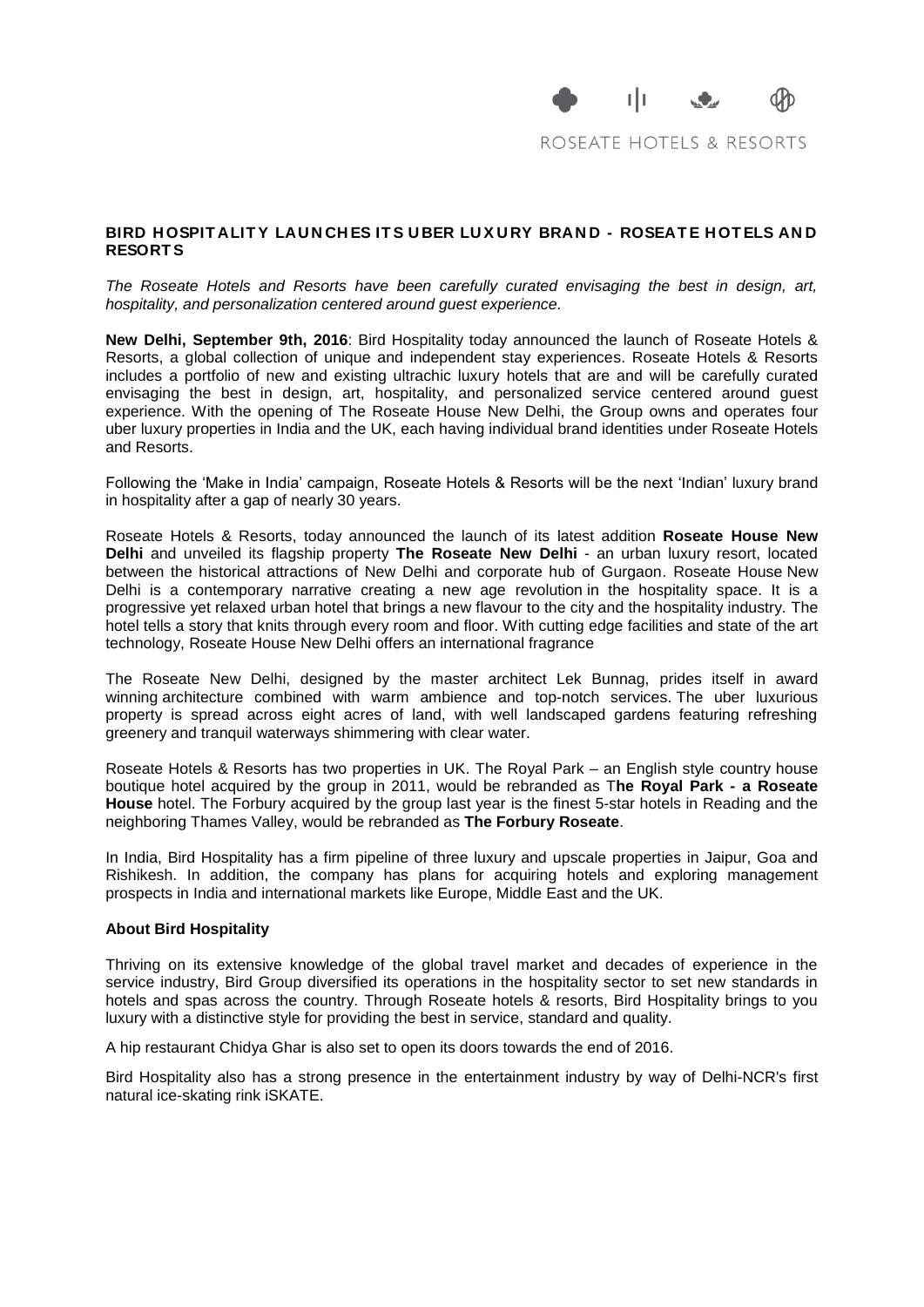ROSEATE HOTELS & RESORTS

## BIRD HOSPITALITY LAUNCHES ITS UBER LUXURY BRAND - ROSEATE HOTELS AND RESORTS

*The Roseate Hotels and Resorts have been carefully curated envisaging the best in design, art, hospitality, and personalization centered around guest experience.*

**New Delhi, September 9th, 2016**: Bird Hospitality today announced the launch of Roseate Hotels & Resorts, a global collection of unique and independent stay experiences. Roseate Hotels & Resorts includes a portfolio of new and existing ultrachic luxury hotels that are and will be carefully curated envisaging the best in design, art, hospitality, and personalized service centered around guest experience. With the opening of The Roseate House New Delhi, the Group owns and operates four uber luxury properties in India and the UK, each having individual brand identities under Roseate Hotels and Resorts.

Following the 'Make in India' campaign, Roseate Hotels & Resorts will be the next 'Indian' luxury brand in hospitality after a gap of nearly 30 years.

Roseate Hotels & Resorts, today announced the launch of its latest addition **Roseate House New Delhi** and unveiled its flagship property **The Roseate New Delhi** - an urban luxury resort, located between the historical attractions of New Delhi and corporate hub of Gurgaon. Roseate House New Delhi is a contemporary narrative creating a new age revolution in the hospitality space. It is a progressive yet relaxed urban hotel that brings a new flavour to the city and the hospitality industry. The hotel tells a story that knits through every room and floor. With cutting edge facilities and state of the art technology, Roseate House New Delhi offers an international fragrance

The Roseate New Delhi, designed by the master architect Lek Bunnag, prides itself in award winning architecture combined with warm ambience and top-notch services. The uber luxurious property is spread across eight acres of land, with well landscaped gardens featuring refreshing greenery and tranquil waterways shimmering with clear water.

Roseate Hotels & Resorts has two properties in UK. The Royal Park – an English style country house boutique hotel acquired by the group in 2011, would be rebranded as T**he Royal Park - a Roseate House** hotel. The Forbury acquired by the group last year is the finest 5-star hotels in Reading and the neighboring Thames Valley, would be rebranded as **The Forbury Roseate**.

In India, Bird Hospitality has a firm pipeline of three luxury and upscale properties in Jaipur, Goa and Rishikesh. In addition, the company has plans for acquiring hotels and exploring management prospects in India and international markets like Europe, Middle East and the UK.

### About Bird Hospitality

Thriving on its extensive knowledge of the global travel market and decades of experience in the service industry, Bird Group diversified its operations in the hospitality sector to set new standards in hotels and spas across the country. Through Roseate hotels & resorts, Bird Hospitality brings to you luxury with a distinctive style for providing the best in service, standard and quality.

A hip restaurant Chidya Ghar is also set to open its doors towards the end of 2016.

Bird Hospitality also has a strong presence in the entertainment industry by way of Delhi-NCR's first natural ice-skating rink iSKATE.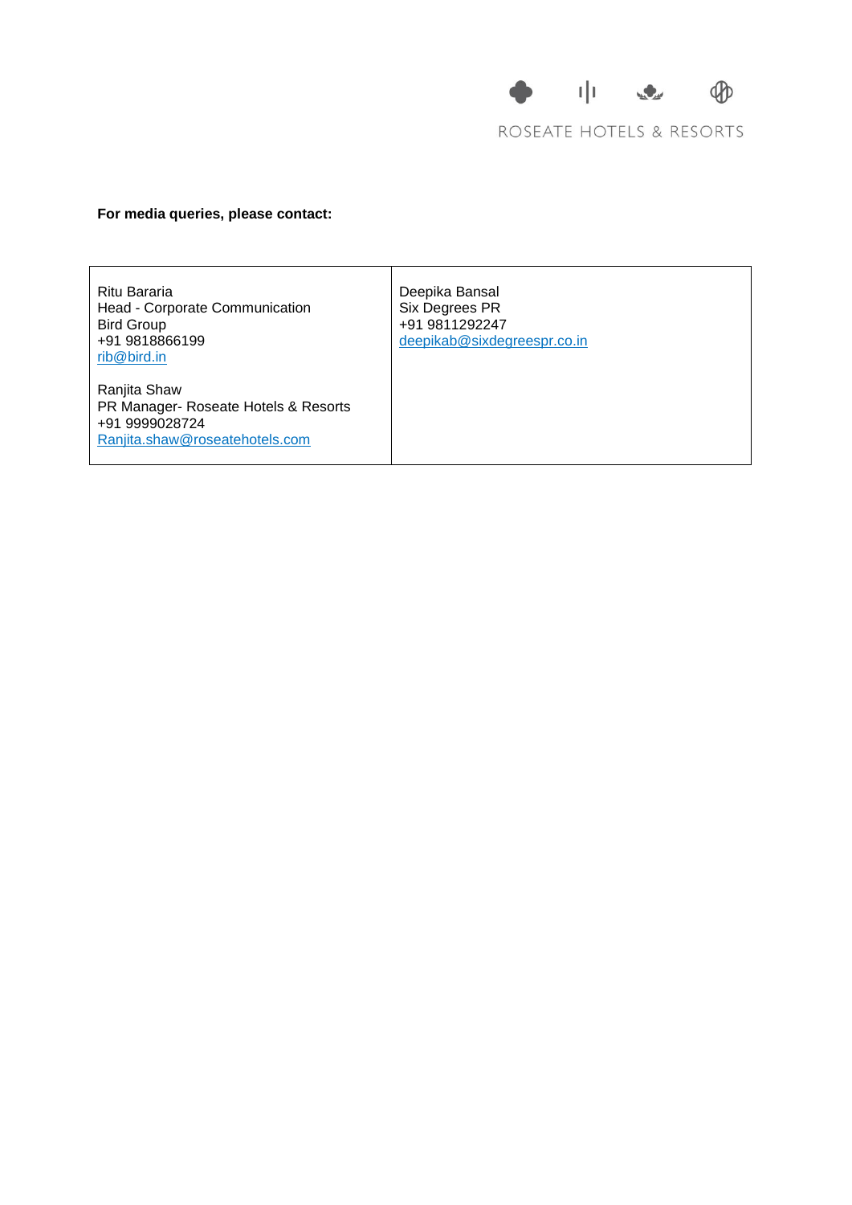ROSEATE HOTELS & RESORTS

**For media queries, please contact:**

| | |
|---|---|
| Ritu Bararia<br>Head - Corporate Communication<br>Bird Group<br>+91 9818866199<br>rib@bird.in<br><br>Ranjita Shaw<br>PR Manager- Roseate Hotels & Resorts<br>+91 9999028724<br>Ranjita.shaw@roseatehotels.com | Deepika Bansal<br>Six Degrees PR<br>+91 9811292247<br>deepikab@sixdegreespr.co.in |